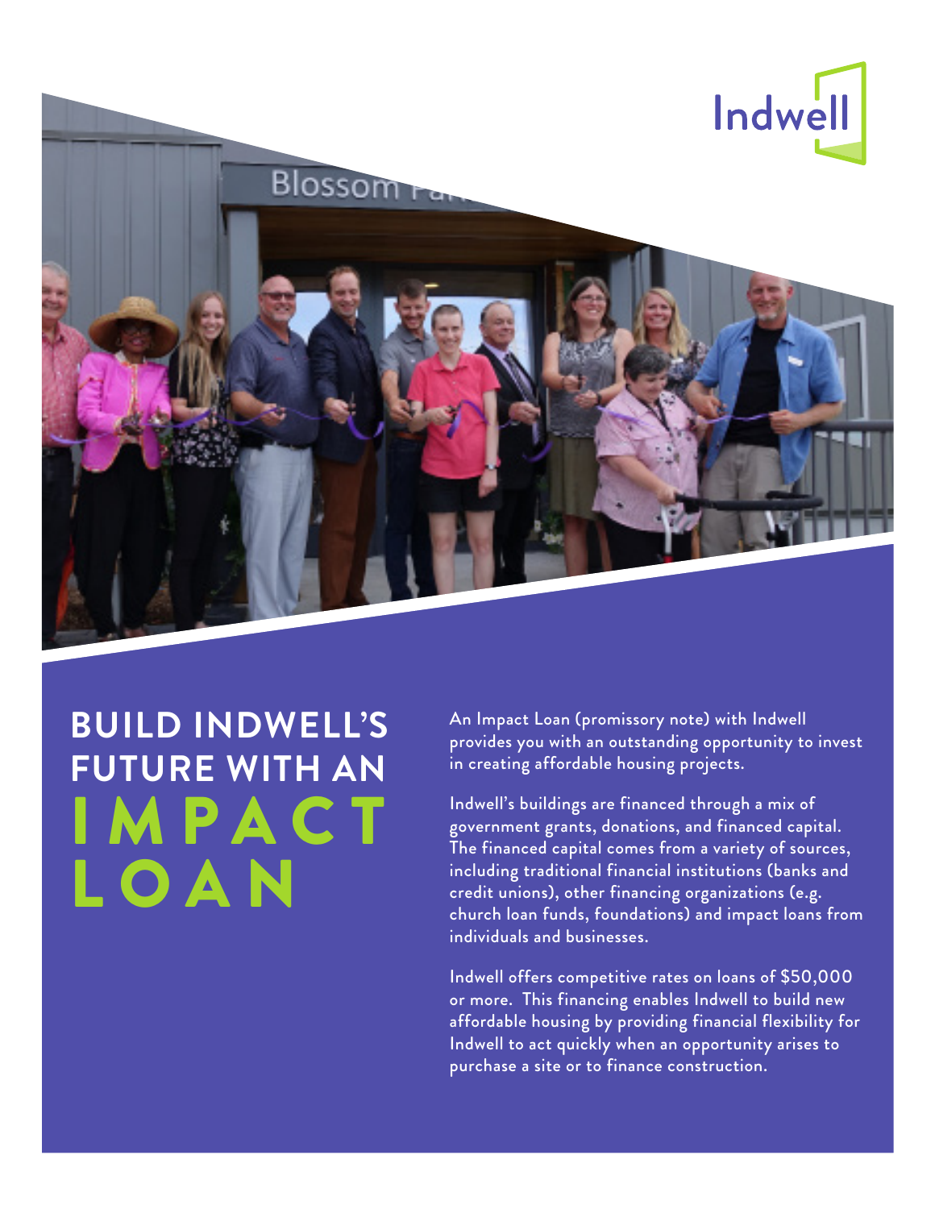Indwell

# BUILD INDWELL'S FUTURE WITH AN IMPACT LOAN

An Impact Loan (promissory note) with Indwell provides you with an outstanding opportunity to invest in creating affordable housing projects.

Indwell's buildings are financed through a mix of government grants, donations, and financed capital. The financed capital comes from a variety of sources, including traditional financial institutions (banks and credit unions), other financing organizations (e.g. church loan funds, foundations) and impact loans from individuals and businesses.

Indwell offers competitive rates on loans of $50,000 or more. This financing enables Indwell to build new affordable housing by providing financial flexibility for Indwell to act quickly when an opportunity arises to purchase a site or to finance construction.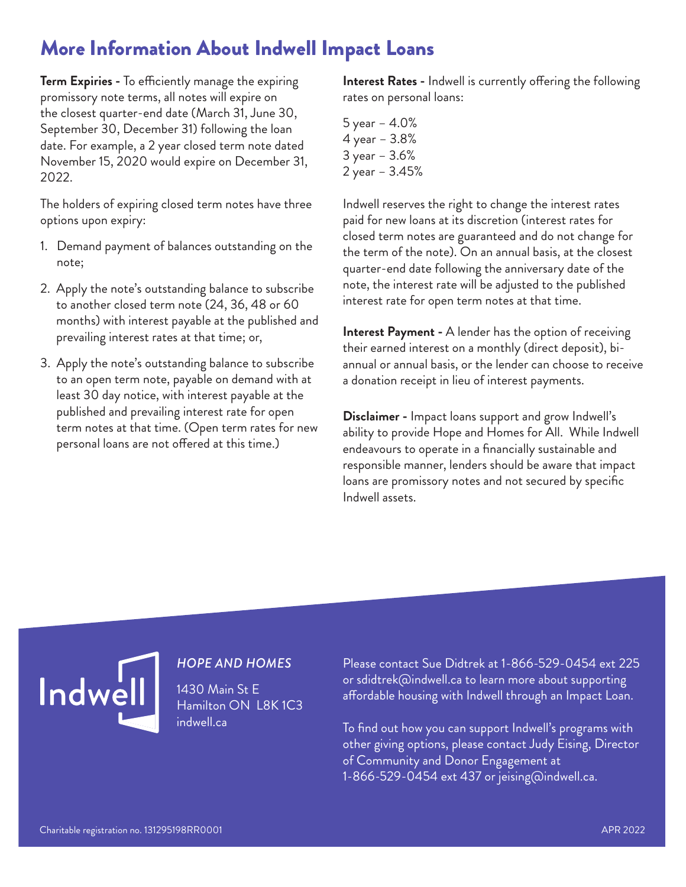# More Information About Indwell Impact Loans

**Term Expiries -** To efficiently manage the expiring promissory note terms, all notes will expire on the closest quarter-end date (March 31, June 30, September 30, December 31) following the loan date. For example, a 2 year closed term note dated November 15, 2020 would expire on December 31, 2022.

The holders of expiring closed term notes have three options upon expiry:

1. Demand payment of balances outstanding on the note;
2. Apply the note's outstanding balance to subscribe to another closed term note (24, 36, 48 or 60 months) with interest payable at the published and prevailing interest rates at that time; or,
3. Apply the note's outstanding balance to subscribe to an open term note, payable on demand with at least 30 day notice, with interest payable at the published and prevailing interest rate for open term notes at that time. (Open term rates for new personal loans are not offered at this time.)

**Interest Rates -** Indwell is currently offering the following rates on personal loans:

5 year – 4.0%
4 year – 3.8%
3 year – 3.6%
2 year – 3.45%

Indwell reserves the right to change the interest rates paid for new loans at its discretion (interest rates for closed term notes are guaranteed and do not change for the term of the note). On an annual basis, at the closest quarter-end date following the anniversary date of the note, the interest rate will be adjusted to the published interest rate for open term notes at that time.

**Interest Payment -** A lender has the option of receiving their earned interest on a monthly (direct deposit), bi-annual or annual basis, or the lender can choose to receive a donation receipt in lieu of interest payments.

**Disclaimer -** Impact loans support and grow Indwell's ability to provide Hope and Homes for All. While Indwell endeavours to operate in a financially sustainable and responsible manner, lenders should be aware that impact loans are promissory notes and not secured by specific Indwell assets.

Indwell

*HOPE AND HOMES*

1430 Main St E
Hamilton ON L8K 1C3
indwell.ca

Please contact Sue Didtrek at 1-866-529-0454 ext 225 or sdidtrek@indwell.ca to learn more about supporting affordable housing with Indwell through an Impact Loan.

To find out how you can support Indwell's programs with other giving options, please contact Judy Eising, Director of Community and Donor Engagement at 1-866-529-0454 ext 437 or jeising@indwell.ca.

Charitable registration no. 131295198RR0001

APR 2022